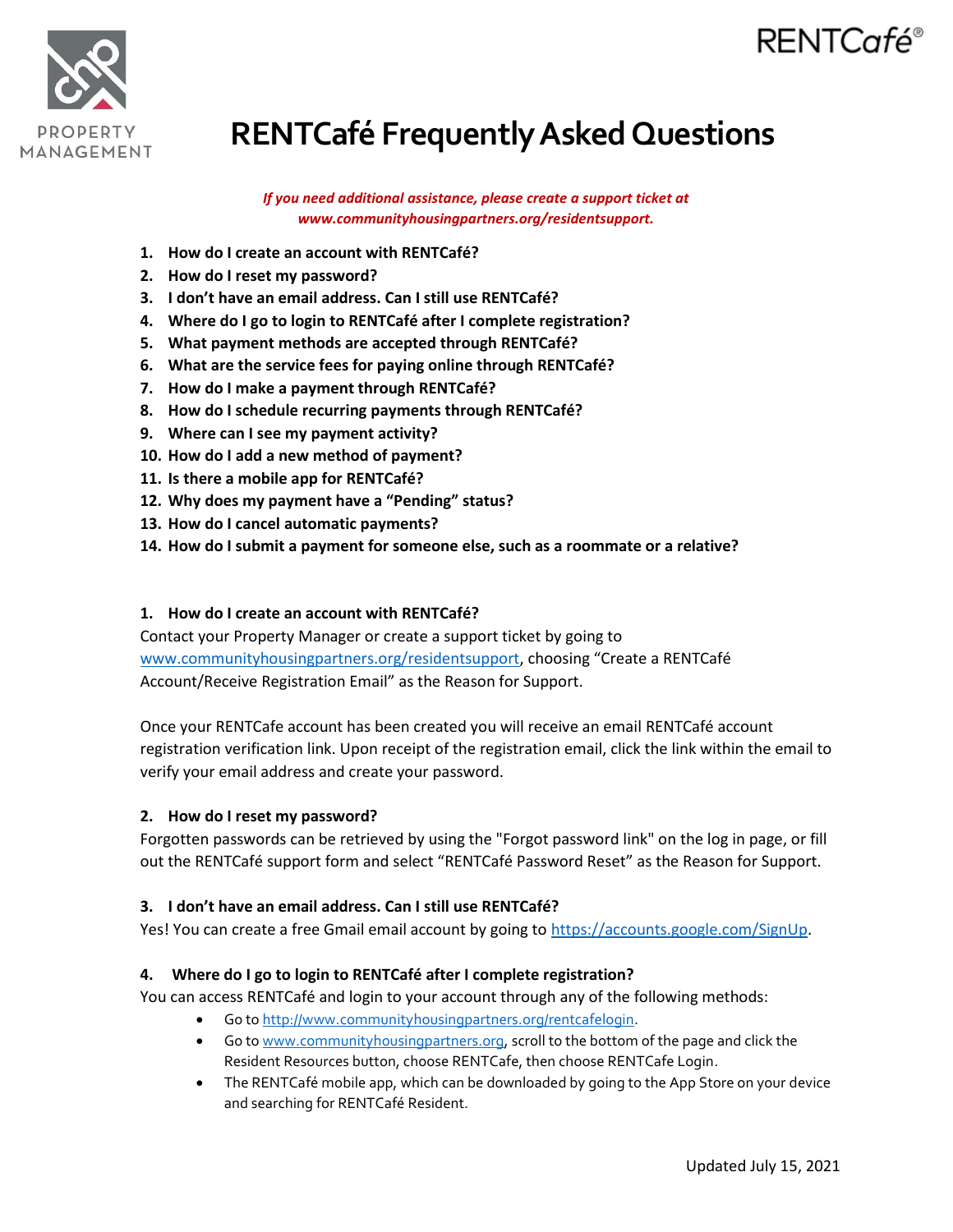PROPERTY MANAGEMENT

RENTCafé®

# RENTCafé Frequently Asked Questions

***If you need additional assistance, please create a support ticket at www.communityhousingpartners.org/residentsupport.***

1. **How do I create an account with RENTCafé?**
2. **How do I reset my password?**
3. **I don't have an email address. Can I still use RENTCafé?**
4. **Where do I go to login to RENTCafé after I complete registration?**
5. **What payment methods are accepted through RENTCafé?**
6. **What are the service fees for paying online through RENTCafé?**
7. **How do I make a payment through RENTCafé?**
8. **How do I schedule recurring payments through RENTCafé?**
9. **Where can I see my payment activity?**
10. **How do I add a new method of payment?**
11. **Is there a mobile app for RENTCafé?**
12. **Why does my payment have a "Pending" status?**
13. **How do I cancel automatic payments?**
14. **How do I submit a payment for someone else, such as a roommate or a relative?**

### 1. How do I create an account with RENTCafé?

Contact your Property Manager or create a support ticket by going to www.communityhousingpartners.org/residentsupport, choosing "Create a RENTCafé Account/Receive Registration Email" as the Reason for Support.

Once your RENTCafe account has been created you will receive an email RENTCafé account registration verification link. Upon receipt of the registration email, click the link within the email to verify your email address and create your password.

### 2. How do I reset my password?

Forgotten passwords can be retrieved by using the "Forgot password link" on the log in page, or fill out the RENTCafé support form and select "RENTCafé Password Reset" as the Reason for Support.

### 3. I don't have an email address. Can I still use RENTCafé?

Yes! You can create a free Gmail email account by going to https://accounts.google.com/SignUp.

### 4. Where do I go to login to RENTCafé after I complete registration?

You can access RENTCafé and login to your account through any of the following methods:

- Go to http://www.communityhousingpartners.org/rentcafelogin.
- Go to www.communityhousingpartners.org, scroll to the bottom of the page and click the Resident Resources button, choose RENTCafe, then choose RENTCafe Login.
- The RENTCafé mobile app, which can be downloaded by going to the App Store on your device and searching for RENTCafé Resident.

Updated July 15, 2021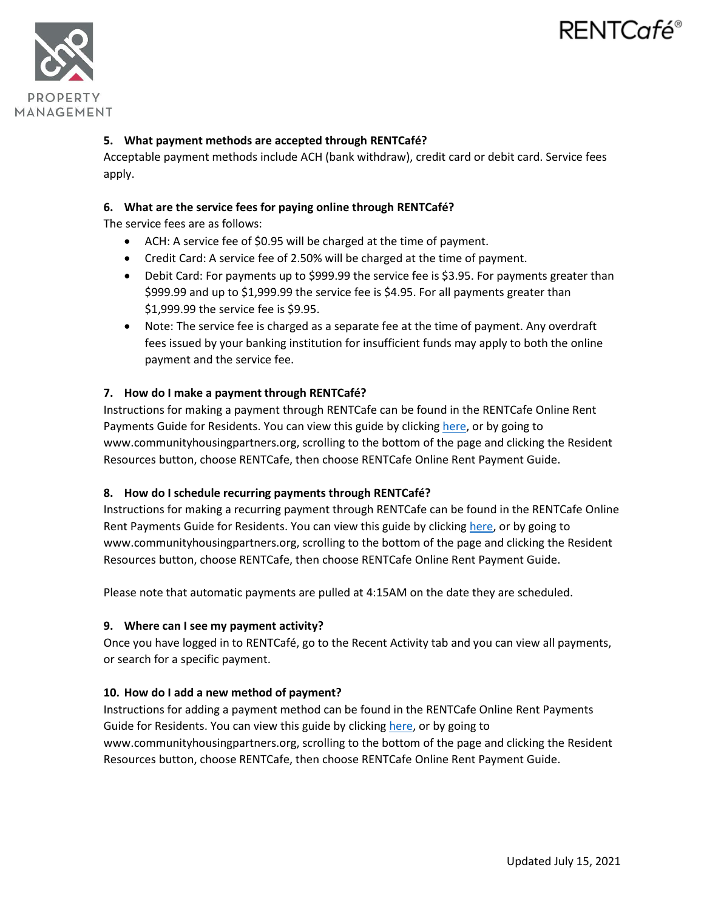### 5. What payment methods are accepted through RENTCafé?

Acceptable payment methods include ACH (bank withdraw), credit card or debit card. Service fees apply.

### 6. What are the service fees for paying online through RENTCafé?

The service fees are as follows:

- ACH: A service fee of $0.95 will be charged at the time of payment.
- Credit Card: A service fee of 2.50% will be charged at the time of payment.
- Debit Card: For payments up to $999.99 the service fee is $3.95. For payments greater than $999.99 and up to $1,999.99 the service fee is $4.95. For all payments greater than $1,999.99 the service fee is $9.95.
- Note: The service fee is charged as a separate fee at the time of payment. Any overdraft fees issued by your banking institution for insufficient funds may apply to both the online payment and the service fee.

### 7. How do I make a payment through RENTCafé?

Instructions for making a payment through RENTCafe can be found in the RENTCafe Online Rent Payments Guide for Residents. You can view this guide by clicking here, or by going to www.communityhousingpartners.org, scrolling to the bottom of the page and clicking the Resident Resources button, choose RENTCafe, then choose RENTCafe Online Rent Payment Guide.

### 8. How do I schedule recurring payments through RENTCafé?

Instructions for making a recurring payment through RENTCafe can be found in the RENTCafe Online Rent Payments Guide for Residents. You can view this guide by clicking here, or by going to www.communityhousingpartners.org, scrolling to the bottom of the page and clicking the Resident Resources button, choose RENTCafe, then choose RENTCafe Online Rent Payment Guide.

Please note that automatic payments are pulled at 4:15AM on the date they are scheduled.

### 9. Where can I see my payment activity?

Once you have logged in to RENTCafé, go to the Recent Activity tab and you can view all payments, or search for a specific payment.

### 10. How do I add a new method of payment?

Instructions for adding a payment method can be found in the RENTCafe Online Rent Payments Guide for Residents. You can view this guide by clicking here, or by going to www.communityhousingpartners.org, scrolling to the bottom of the page and clicking the Resident Resources button, choose RENTCafe, then choose RENTCafe Online Rent Payment Guide.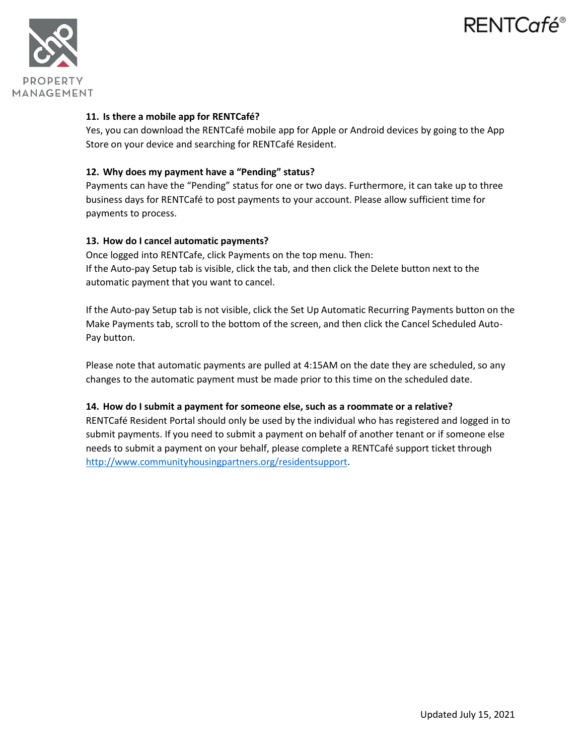**11. Is there a mobile app for RENTCafé?**

Yes, you can download the RENTCafé mobile app for Apple or Android devices by going to the App Store on your device and searching for RENTCafé Resident.

**12. Why does my payment have a "Pending" status?**

Payments can have the "Pending" status for one or two days. Furthermore, it can take up to three business days for RENTCafé to post payments to your account. Please allow sufficient time for payments to process.

**13. How do I cancel automatic payments?**

Once logged into RENTCafe, click Payments on the top menu. Then:
If the Auto-pay Setup tab is visible, click the tab, and then click the Delete button next to the automatic payment that you want to cancel.

If the Auto-pay Setup tab is not visible, click the Set Up Automatic Recurring Payments button on the Make Payments tab, scroll to the bottom of the screen, and then click the Cancel Scheduled Auto-Pay button.

Please note that automatic payments are pulled at 4:15AM on the date they are scheduled, so any changes to the automatic payment must be made prior to this time on the scheduled date.

**14. How do I submit a payment for someone else, such as a roommate or a relative?**

RENTCafé Resident Portal should only be used by the individual who has registered and logged in to submit payments. If you need to submit a payment on behalf of another tenant or if someone else needs to submit a payment on your behalf, please complete a RENTCafé support ticket through [http://www.communityhousingpartners.org/residentsupport](http://www.communityhousingpartners.org/residentsupport).

Updated July 15, 2021